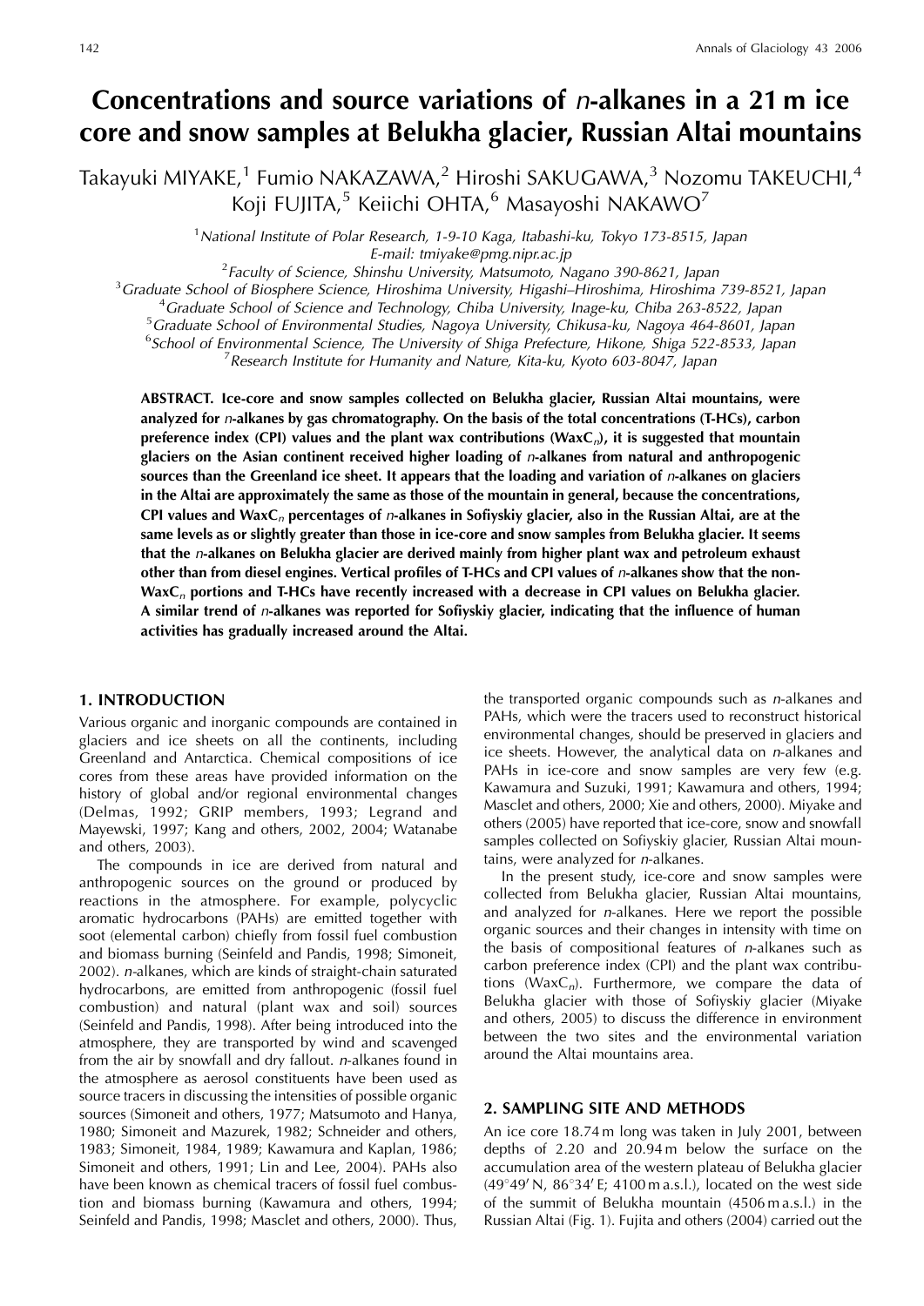# Concentrations and source variations of *n*-alkanes in a 21 m ice core and snow samples at Belukha glacier, Russian Altai mountains

Takayuki MIYAKE,[1] Fumio NAKAZAWA,[2] Hiroshi SAKUGAWA,[3] Nozomu TAKEUCHI,[4] Koji FUJITA,[5] Keiichi OHTA,[6] Masayoshi NAKAWO[7]

[1] *National Institute of Polar Research, 1-9-10 Kaga, Itabashi-ku, Tokyo 173-8515, Japan*
*E-mail: tmiyake@pmg.nipr.ac.jp*
[2] *Faculty of Science, Shinshu University, Matsumoto, Nagano 390-8621, Japan*
[3] *Graduate School of Biosphere Science, Hiroshima University, Higashi–Hiroshima, Hiroshima 739-8521, Japan*
[4] *Graduate School of Science and Technology, Chiba University, Inage-ku, Chiba 263-8522, Japan*
[5] *Graduate School of Environmental Studies, Nagoya University, Chikusa-ku, Nagoya 464-8601, Japan*
[6] *School of Environmental Science, The University of Shiga Prefecture, Hikone, Shiga 522-8533, Japan*
[7] *Research Institute for Humanity and Nature, Kita-ku, Kyoto 603-8047, Japan*

**ABSTRACT. Ice-core and snow samples collected on Belukha glacier, Russian Altai mountains, were analyzed for *n*-alkanes by gas chromatography. On the basis of the total concentrations (T-HCs), carbon preference index (CPI) values and the plant wax contributions ($WaxC_n$), it is suggested that mountain glaciers on the Asian continent received higher loading of *n*-alkanes from natural and anthropogenic sources than the Greenland ice sheet. It appears that the loading and variation of *n*-alkanes on glaciers in the Altai are approximately the same as those of the mountain in general, because the concentrations, CPI values and $WaxC_n$ percentages of *n*-alkanes in Sofiyskiy glacier, also in the Russian Altai, are at the same levels as or slightly greater than those in ice-core and snow samples from Belukha glacier. It seems that the *n*-alkanes on Belukha glacier are derived mainly from higher plant wax and petroleum exhaust other than from diesel engines. Vertical profiles of T-HCs and CPI values of *n*-alkanes show that the non-$WaxC_n$ portions and T-HCs have recently increased with a decrease in CPI values on Belukha glacier. A similar trend of *n*-alkanes was reported for Sofiyskiy glacier, indicating that the influence of human activities has gradually increased around the Altai.**

## 1. INTRODUCTION

Various organic and inorganic compounds are contained in glaciers and ice sheets on all the continents, including Greenland and Antarctica. Chemical compositions of ice cores from these areas have provided information on the history of global and/or regional environmental changes (Delmas, 1992; GRIP members, 1993; Legrand and Mayewski, 1997; Kang and others, 2002, 2004; Watanabe and others, 2003).

The compounds in ice are derived from natural and anthropogenic sources on the ground or produced by reactions in the atmosphere. For example, polycyclic aromatic hydrocarbons (PAHs) are emitted together with soot (elemental carbon) chiefly from fossil fuel combustion and biomass burning (Seinfeld and Pandis, 1998; Simoneit, 2002). *n*-alkanes, which are kinds of straight-chain saturated hydrocarbons, are emitted from anthropogenic (fossil fuel combustion) and natural (plant wax and soil) sources (Seinfeld and Pandis, 1998). After being introduced into the atmosphere, they are transported by wind and scavenged from the air by snowfall and dry fallout. *n*-alkanes found in the atmosphere as aerosol constituents have been used as source tracers in discussing the intensities of possible organic sources (Simoneit and others, 1977; Matsumoto and Hanya, 1980; Simoneit and Mazurek, 1982; Schneider and others, 1983; Simoneit, 1984, 1989; Kawamura and Kaplan, 1986; Simoneit and others, 1991; Lin and Lee, 2004). PAHs also have been known as chemical tracers of fossil fuel combustion and biomass burning (Kawamura and others, 1994; Seinfeld and Pandis, 1998; Masclet and others, 2000). Thus, the transported organic compounds such as *n*-alkanes and PAHs, which were the tracers used to reconstruct historical environmental changes, should be preserved in glaciers and ice sheets. However, the analytical data on *n*-alkanes and PAHs in ice-core and snow samples are very few (e.g. Kawamura and Suzuki, 1991; Kawamura and others, 1994; Masclet and others, 2000; Xie and others, 2000). Miyake and others (2005) have reported that ice-core, snow and snowfall samples collected on Sofiyskiy glacier, Russian Altai mountains, were analyzed for *n*-alkanes.

In the present study, ice-core and snow samples were collected from Belukha glacier, Russian Altai mountains, and analyzed for *n*-alkanes. Here we report the possible organic sources and their changes in intensity with time on the basis of compositional features of *n*-alkanes such as carbon preference index (CPI) and the plant wax contributions ($WaxC_n$). Furthermore, we compare the data of Belukha glacier with those of Sofiyskiy glacier (Miyake and others, 2005) to discuss the difference in environment between the two sites and the environmental variation around the Altai mountains area.

## 2. SAMPLING SITE AND METHODS

An ice core 18.74 m long was taken in July 2001, between depths of 2.20 and 20.94 m below the surface on the accumulation area of the western plateau of Belukha glacier (49°49′ N, 86°34′ E; 4100 m a.s.l.), located on the west side of the summit of Belukha mountain (4506 m a.s.l.) in the Russian Altai (Fig. 1). Fujita and others (2004) carried out the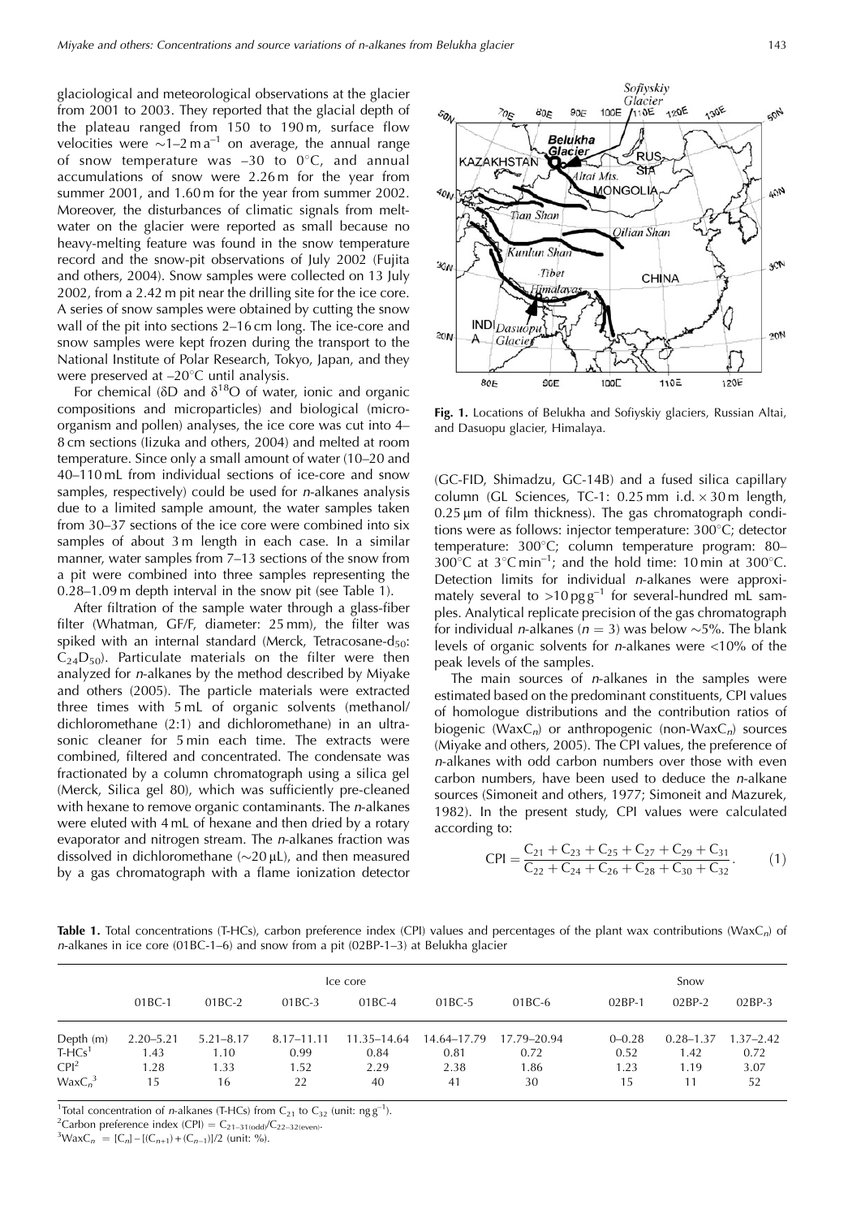glaciological and meteorological observations at the glacier from 2001 to 2003. They reported that the glacial depth of the plateau ranged from 150 to 190 m, surface flow velocities were ~1–2 m $a^{-1}$ on average, the annual range of snow temperature was –30 to 0°C, and annual accumulations of snow were 2.26 m for the year from summer 2001, and 1.60 m for the year from summer 2002. Moreover, the disturbances of climatic signals from meltwater on the glacier were reported as small because no heavy-melting feature was found in the snow temperature record and the snow-pit observations of July 2002 (Fujita and others, 2004). Snow samples were collected on 13 July 2002, from a 2.42 m pit near the drilling site for the ice core. A series of snow samples were obtained by cutting the snow wall of the pit into sections 2–16 cm long. The ice-core and snow samples were kept frozen during the transport to the National Institute of Polar Research, Tokyo, Japan, and they were preserved at –20°C until analysis.

For chemical (δD and $\delta^{18}O$ of water, ionic and organic compositions and microparticles) and biological (microorganism and pollen) analyses, the ice core was cut into 4–8 cm sections (Iizuka and others, 2004) and melted at room temperature. Since only a small amount of water (10–20 and 40–110 mL from individual sections of ice-core and snow samples, respectively) could be used for *n*-alkanes analysis due to a limited sample amount, the water samples taken from 30–37 sections of the ice core were combined into six samples of about 3 m length in each case. In a similar manner, water samples from 7–13 sections of the snow from a pit were combined into three samples representing the 0.28–1.09 m depth interval in the snow pit (see Table 1).

After filtration of the sample water through a glass-fiber filter (Whatman, GF/F, diameter: 25 mm), the filter was spiked with an internal standard (Merck, Tetracosane-$d_{50}$: $C_{24}D_{50}$). Particulate materials on the filter were then analyzed for *n*-alkanes by the method described by Miyake and others (2005). The particle materials were extracted three times with 5 mL of organic solvents (methanol/dichloromethane (2:1) and dichloromethane) in an ultrasonic cleaner for 5 min each time. The extracts were combined, filtered and concentrated. The condensate was fractionated by a column chromatograph using a silica gel (Merck, Silica gel 80), which was sufficiently pre-cleaned with hexane to remove organic contaminants. The *n*-alkanes were eluted with 4 mL of hexane and then dried by a rotary evaporator and nitrogen stream. The *n*-alkanes fraction was dissolved in dichloromethane (~20 μL), and then measured by a gas chromatograph with a flame ionization detector (GC-FID, Shimadzu, GC-14B) and a fused silica capillary column (GL Sciences, TC-1: 0.25 mm i.d. × 30 m length, 0.25 μm of film thickness). The gas chromatograph conditions were as follows: injector temperature: 300°C; detector temperature: 300°C; column temperature program: 80–300°C at 3°C $min^{-1}$; and the hold time: 10 min at 300°C. Detection limits for individual *n*-alkanes were approximately several to >10 pg $g^{-1}$ for several-hundred mL samples. Analytical replicate precision of the gas chromatograph for individual *n*-alkanes ($n = 3$) was below ~5%. The blank levels of organic solvents for *n*-alkanes were <10% of the peak levels of the samples.

The main sources of *n*-alkanes in the samples were estimated based on the predominant constituents, CPI values of homologue distributions and the contribution ratios of biogenic ($WaxC_n$) or anthropogenic (non-$WaxC_n$) sources (Miyake and others, 2005). The CPI values, the preference of *n*-alkanes with odd carbon numbers over those with even carbon numbers, have been used to deduce the *n*-alkane sources (Simoneit and others, 1977; Simoneit and Mazurek, 1982). In the present study, CPI values were calculated according to:

$$\mathrm{CPI} = \frac{C_{21} + C_{23} + C_{25} + C_{27} + C_{29} + C_{31}}{C_{22} + C_{24} + C_{26} + C_{28} + C_{30} + C_{32}}. \quad (1)$$

**Fig. 1.** Locations of Belukha and Sofiyskiy glaciers, Russian Altai, and Dasuopu glacier, Himalaya.

**Table 1.** Total concentrations (T-HCs), carbon preference index (CPI) values and percentages of the plant wax contributions ($WaxC_n$) of *n*-alkanes in ice core (01BC-1–6) and snow from a pit (02BP-1–3) at Belukha glacier

| | Ice core | | | | | | Snow | | |
|---|---|---|---|---|---|---|---|---|---|
| | 01BC-1 | 01BC-2 | 01BC-3 | 01BC-4 | 01BC-5 | 01BC-6 | 02BP-1 | 02BP-2 | 02BP-3 |
| Depth (m) | 2.20–5.21 | 5.21–8.17 | 8.17–11.11 | 11.35–14.64 | 14.64–17.79 | 17.79–20.94 | 0–0.28 | 0.28–1.37 | 1.37–2.42 |
| T-HCs[1] | 1.43 | 1.10 | 0.99 | 0.84 | 0.81 | 0.72 | 0.52 | 1.42 | 0.72 |
| CPI[2] | 1.28 | 1.33 | 1.52 | 2.29 | 2.38 | 1.86 | 1.23 | 1.19 | 3.07 |
| $WaxC_n$[3] | 15 | 16 | 22 | 40 | 41 | 30 | 15 | 11 | 52 |

[1]Total concentration of *n*-alkanes (T-HCs) from $C_{21}$ to $C_{32}$ (unit: ng $g^{-1}$).
[2]Carbon preference index (CPI) = $C_{21-31(odd)}/C_{22-32(even)}$.
[3]$WaxC_n = [C_n] - [(C_{n+1}) + (C_{n-1})]/2$ (unit: %).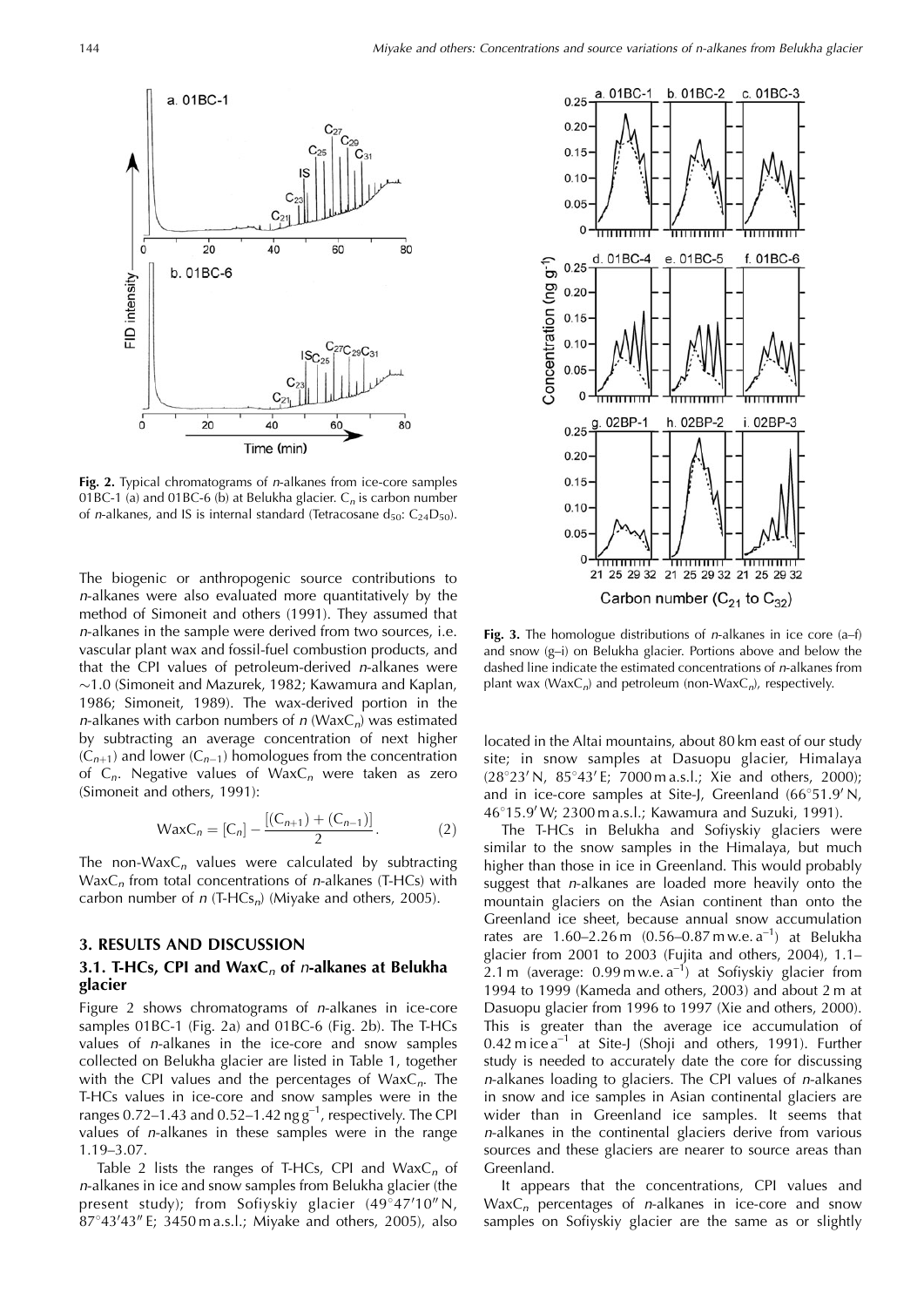Fig. 2. Typical chromatograms of *n*-alkanes from ice-core samples 01BC-1 (a) and 01BC-6 (b) at Belukha glacier. $C_n$ is carbon number of *n*-alkanes, and IS is internal standard (Tetracosane $d_{50}$: $C_{24}D_{50}$).

Fig. 3. The homologue distributions of *n*-alkanes in ice core (a–f) and snow (g–i) on Belukha glacier. Portions above and below the dashed line indicate the estimated concentrations of *n*-alkanes from plant wax ($WaxC_n$) and petroleum (non-$WaxC_n$), respectively.

The biogenic or anthropogenic source contributions to *n*-alkanes were also evaluated more quantitatively by the method of Simoneit and others (1991). They assumed that *n*-alkanes in the sample were derived from two sources, i.e. vascular plant wax and fossil-fuel combustion products, and that the CPI values of petroleum-derived *n*-alkanes were ~1.0 (Simoneit and Mazurek, 1982; Kawamura and Kaplan, 1986; Simoneit, 1989). The wax-derived portion in the *n*-alkanes with carbon numbers of *n* ($WaxC_n$) was estimated by subtracting an average concentration of next higher ($C_{n+1}$) and lower ($C_{n-1}$) homologues from the concentration of $C_n$. Negative values of $WaxC_n$ were taken as zero (Simoneit and others, 1991):

$$\mathrm{Wax}C_n = [C_n] - \frac{[(C_{n+1}) + (C_{n-1})]}{2}. \qquad (2)$$

The non-$WaxC_n$ values were calculated by subtracting $WaxC_n$ from total concentrations of *n*-alkanes (T-HCs) with carbon number of *n* (T-$HCs_n$) (Miyake and others, 2005).

## 3. RESULTS AND DISCUSSION

### 3.1. T-HCs, CPI and $WaxC_n$ of *n*-alkanes at Belukha glacier

Figure 2 shows chromatograms of *n*-alkanes in ice-core samples 01BC-1 (Fig. 2a) and 01BC-6 (Fig. 2b). The T-HCs values of *n*-alkanes in the ice-core and snow samples collected on Belukha glacier are listed in Table 1, together with the CPI values and the percentages of $WaxC_n$. The T-HCs values in ice-core and snow samples were in the ranges 0.72–1.43 and 0.52–1.42 ng $g^{-1}$, respectively. The CPI values of *n*-alkanes in these samples were in the range 1.19–3.07.

Table 2 lists the ranges of T-HCs, CPI and $WaxC_n$ of *n*-alkanes in ice and snow samples from Belukha glacier (the present study); from Sofiyskiy glacier (49°47′10″ N, 87°43′43″ E; 3450 m a.s.l.; Miyake and others, 2005), also located in the Altai mountains, about 80 km east of our study site; in snow samples at Dasuopu glacier, Himalaya (28°23′ N, 85°43′ E; 7000 m a.s.l.; Xie and others, 2000); and in ice-core samples at Site-J, Greenland (66°51.9′ N, 46°15.9′ W; 2300 m a.s.l.; Kawamura and Suzuki, 1991).

The T-HCs in Belukha and Sofiyskiy glaciers were similar to the snow samples in the Himalaya, but much higher than those in ice in Greenland. This would probably suggest that *n*-alkanes are loaded more heavily onto the mountain glaciers on the Asian continent than onto the Greenland ice sheet, because annual snow accumulation rates are 1.60–2.26 m (0.56–0.87 m w.e. $a^{-1}$) at Belukha glacier from 2001 to 2003 (Fujita and others, 2004), 1.1–2.1 m (average: 0.99 m w.e. $a^{-1}$) at Sofiyskiy glacier from 1994 to 1999 (Kameda and others, 2003) and about 2 m at Dasuopu glacier from 1996 to 1997 (Xie and others, 2000). This is greater than the average ice accumulation of 0.42 m ice $a^{-1}$ at Site-J (Shoji and others, 1991). Further study is needed to accurately date the core for discussing *n*-alkanes loading to glaciers. The CPI values of *n*-alkanes in snow and ice samples in Asian continental glaciers are wider than in Greenland ice samples. It seems that *n*-alkanes in the continental glaciers derive from various sources and these glaciers are nearer to source areas than Greenland.

It appears that the concentrations, CPI values and $WaxC_n$ percentages of *n*-alkanes in ice-core and snow samples on Sofiyskiy glacier are the same as or slightly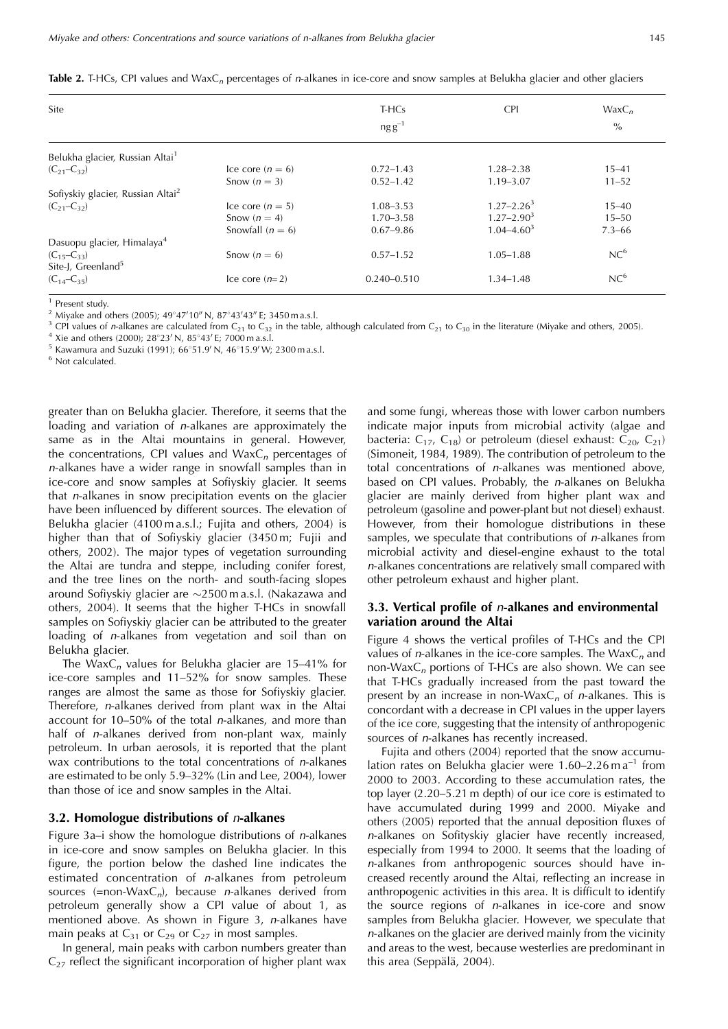**Table 2.** T-HCs, CPI values and $WaxC_n$ percentages of *n*-alkanes in ice-core and snow samples at Belukha glacier and other glaciers

| Site | | T-HCs | CPI | $WaxC_n$ |
|---|---|---|---|---|
| | | $ng\,g^{-1}$ | | % |
| Belukha glacier, Russian Altai[1] | | | | |
| ($C_{21}$–$C_{32}$) | Ice core ($n = 6$) | 0.72–1.43 | 1.28–2.38 | 15–41 |
| | Snow ($n = 3$) | 0.52–1.42 | 1.19–3.07 | 11–52 |
| Sofiyskiy glacier, Russian Altai[2] | | | | |
| ($C_{21}$–$C_{32}$) | Ice core ($n = 5$) | 1.08–3.53 | 1.27–2.26[3] | 15–40 |
| | Snow ($n = 4$) | 1.70–3.58 | 1.27–2.90[3] | 15–50 |
| | Snowfall ($n = 6$) | 0.67–9.86 | 1.04–4.60[3] | 7.3–66 |
| Dasuopu glacier, Himalaya[4] | | | | |
| ($C_{15}$–$C_{33}$) | Snow ($n = 6$) | 0.57–1.52 | 1.05–1.88 | NC[6] |
| Site-J, Greenland[5] | | | | |
| ($C_{14}$–$C_{35}$) | Ice core ($n$=2) | 0.240–0.510 | 1.34–1.48 | NC[6] |

[1] Present study.
[2] Miyake and others (2005); 49°47′10″ N, 87°43′43″ E; 3450 m a.s.l.
[3] CPI values of *n*-alkanes are calculated from $C_{21}$ to $C_{32}$ in the table, although calculated from $C_{21}$ to $C_{30}$ in the literature (Miyake and others, 2005).
[4] Xie and others (2000); 28°23′ N, 85°43′ E; 7000 m a.s.l.
[5] Kawamura and Suzuki (1991); 66°51.9′ N, 46°15.9′ W; 2300 m a.s.l.
[6] Not calculated.

greater than on Belukha glacier. Therefore, it seems that the loading and variation of *n*-alkanes are approximately the same as in the Altai mountains in general. However, the concentrations, CPI values and $WaxC_n$ percentages of *n*-alkanes have a wider range in snowfall samples than in ice-core and snow samples at Sofiyskiy glacier. It seems that *n*-alkanes in snow precipitation events on the glacier have been influenced by different sources. The elevation of Belukha glacier (4100 m a.s.l.; Fujita and others, 2004) is higher than that of Sofiyskiy glacier (3450 m; Fujii and others, 2002). The major types of vegetation surrounding the Altai are tundra and steppe, including conifer forest, and the tree lines on the north- and south-facing slopes around Sofiyskiy glacier are ~2500 m a.s.l. (Nakazawa and others, 2004). It seems that the higher T-HCs in snowfall samples on Sofiyskiy glacier can be attributed to the greater loading of *n*-alkanes from vegetation and soil than on Belukha glacier.

The $WaxC_n$ values for Belukha glacier are 15–41% for ice-core samples and 11–52% for snow samples. These ranges are almost the same as those for Sofiyskiy glacier. Therefore, *n*-alkanes derived from plant wax in the Altai account for 10–50% of the total *n*-alkanes, and more than half of *n*-alkanes derived from non-plant wax, mainly petroleum. In urban aerosols, it is reported that the plant wax contributions to the total concentrations of *n*-alkanes are estimated to be only 5.9–32% (Lin and Lee, 2004), lower than those of ice and snow samples in the Altai.

### 3.2. Homologue distributions of *n*-alkanes

Figure 3a–i show the homologue distributions of *n*-alkanes in ice-core and snow samples on Belukha glacier. In this figure, the portion below the dashed line indicates the estimated concentration of *n*-alkanes from petroleum sources (=non-$WaxC_n$), because *n*-alkanes derived from petroleum generally show a CPI value of about 1, as mentioned above. As shown in Figure 3, *n*-alkanes have main peaks at $C_{31}$ or $C_{29}$ or $C_{27}$ in most samples.

In general, main peaks with carbon numbers greater than $C_{27}$ reflect the significant incorporation of higher plant wax and some fungi, whereas those with lower carbon numbers indicate major inputs from microbial activity (algae and bacteria: $C_{17}$, $C_{18}$) or petroleum (diesel exhaust: $C_{20}$, $C_{21}$) (Simoneit, 1984, 1989). The contribution of petroleum to the total concentrations of *n*-alkanes was mentioned above, based on CPI values. Probably, the *n*-alkanes on Belukha glacier are mainly derived from higher plant wax and petroleum (gasoline and power-plant but not diesel) exhaust. However, from their homologue distributions in these samples, we speculate that contributions of *n*-alkanes from microbial activity and diesel-engine exhaust to the total *n*-alkanes concentrations are relatively small compared with other petroleum exhaust and higher plant.

### 3.3. Vertical profile of *n*-alkanes and environmental variation around the Altai

Figure 4 shows the vertical profiles of T-HCs and the CPI values of *n*-alkanes in the ice-core samples. The $WaxC_n$ and non-$WaxC_n$ portions of T-HCs are also shown. We can see that T-HCs gradually increased from the past toward the present by an increase in non-$WaxC_n$ of *n*-alkanes. This is concordant with a decrease in CPI values in the upper layers of the ice core, suggesting that the intensity of anthropogenic sources of *n*-alkanes has recently increased.

Fujita and others (2004) reported that the snow accumulation rates on Belukha glacier were 1.60–2.26 $m\,a^{-1}$ from 2000 to 2003. According to these accumulation rates, the top layer (2.20–5.21 m depth) of our ice core is estimated to have accumulated during 1999 and 2000. Miyake and others (2005) reported that the annual deposition fluxes of *n*-alkanes on Sofityskiy glacier have recently increased, especially from 1994 to 2000. It seems that the loading of *n*-alkanes from anthropogenic sources should have increased recently around the Altai, reflecting an increase in anthropogenic activities in this area. It is difficult to identify the source regions of *n*-alkanes in ice-core and snow samples from Belukha glacier. However, we speculate that *n*-alkanes on the glacier are derived mainly from the vicinity and areas to the west, because westerlies are predominant in this area (Seppälä, 2004).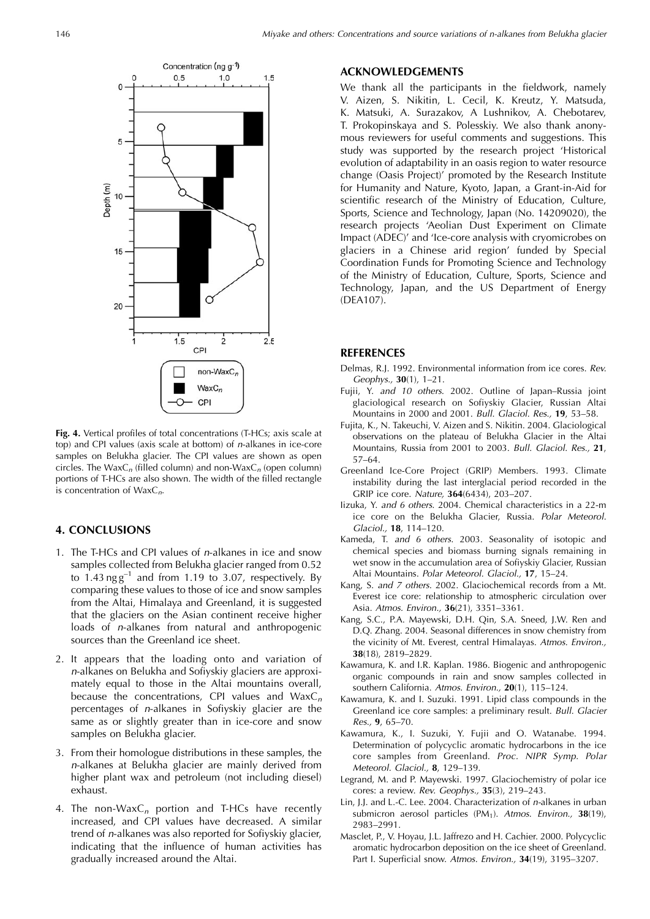Fig. 4. Vertical profiles of total concentrations (T-HCs; axis scale at top) and CPI values (axis scale at bottom) of *n*-alkanes in ice-core samples on Belukha glacier. The CPI values are shown as open circles. The Wax$C_n$ (filled column) and non-Wax$C_n$ (open column) portions of T-HCs are also shown. The width of the filled rectangle is concentration of Wax$C_n$.

## 4. CONCLUSIONS

1. The T-HCs and CPI values of *n*-alkanes in ice and snow samples collected from Belukha glacier ranged from 0.52 to 1.43 ng $g^{-1}$ and from 1.19 to 3.07, respectively. By comparing these values to those of ice and snow samples from the Altai, Himalaya and Greenland, it is suggested that the glaciers on the Asian continent receive higher loads of *n*-alkanes from natural and anthropogenic sources than the Greenland ice sheet.

2. It appears that the loading onto and variation of *n*-alkanes on Belukha and Sofiyskiy glaciers are approximately equal to those in the Altai mountains overall, because the concentrations, CPI values and Wax$C_n$ percentages of *n*-alkanes in Sofiyskiy glacier are the same as or slightly greater than in ice-core and snow samples on Belukha glacier.

3. From their homologue distributions in these samples, the *n*-alkanes at Belukha glacier are mainly derived from higher plant wax and petroleum (not including diesel) exhaust.

4. The non-Wax$C_n$ portion and T-HCs have recently increased, and CPI values have decreased. A similar trend of *n*-alkanes was also reported for Sofiyskiy glacier, indicating that the influence of human activities has gradually increased around the Altai.

## ACKNOWLEDGEMENTS

We thank all the participants in the fieldwork, namely V. Aizen, S. Nikitin, L. Cecil, K. Kreutz, Y. Matsuda, K. Matsuki, A. Surazakov, A Lushnikov, A. Chebotarev, T. Prokopinskaya and S. Polesskiy. We also thank anonymous reviewers for useful comments and suggestions. This study was supported by the research project 'Historical evolution of adaptability in an oasis region to water resource change (Oasis Project)' promoted by the Research Institute for Humanity and Nature, Kyoto, Japan, a Grant-in-Aid for scientific research of the Ministry of Education, Culture, Sports, Science and Technology, Japan (No. 14209020), the research projects 'Aeolian Dust Experiment on Climate Impact (ADEC)' and 'Ice-core analysis with cryomicrobes on glaciers in a Chinese arid region' funded by Special Coordination Funds for Promoting Science and Technology of the Ministry of Education, Culture, Sports, Science and Technology, Japan, and the US Department of Energy (DEA107).

## REFERENCES

Delmas, R.J. 1992. Environmental information from ice cores. *Rev. Geophys.,* **30**(1), 1–21.

Fujii, Y. *and 10 others.* 2002. Outline of Japan–Russia joint glaciological research on Sofiyskiy Glacier, Russian Altai Mountains in 2000 and 2001. *Bull. Glaciol. Res.,* **19**, 53–58.

Fujita, K., N. Takeuchi, V. Aizen and S. Nikitin. 2004. Glaciological observations on the plateau of Belukha Glacier in the Altai Mountains, Russia from 2001 to 2003. *Bull. Glaciol. Res.,* **21**, 57–64.

Greenland Ice-Core Project (GRIP) Members. 1993. Climate instability during the last interglacial period recorded in the GRIP ice core. *Nature,* **364**(6434), 203–207.

Iizuka, Y. *and 6 others.* 2004. Chemical characteristics in a 22-m ice core on the Belukha Glacier, Russia. *Polar Meteorol. Glaciol.,* **18**, 114–120.

Kameda, T. *and 6 others.* 2003. Seasonality of isotopic and chemical species and biomass burning signals remaining in wet snow in the accumulation area of Sofiyskiy Glacier, Russian Altai Mountains. *Polar Meteorol. Glaciol.,* **17**, 15–24.

Kang, S. *and 7 others.* 2002. Glaciochemical records from a Mt. Everest ice core: relationship to atmospheric circulation over Asia. *Atmos. Environ.,* **36**(21), 3351–3361.

Kang, S.C., P.A. Mayewski, D.H. Qin, S.A. Sneed, J.W. Ren and D.Q. Zhang. 2004. Seasonal differences in snow chemistry from the vicinity of Mt. Everest, central Himalayas. *Atmos. Environ.,* **38**(18), 2819–2829.

Kawamura, K. and I.R. Kaplan. 1986. Biogenic and anthropogenic organic compounds in rain and snow samples collected in southern California. *Atmos. Environ.,* **20**(1), 115–124.

Kawamura, K. and I. Suzuki. 1991. Lipid class compounds in the Greenland ice core samples: a preliminary result. *Bull. Glacier Res.,* **9**, 65–70.

Kawamura, K., I. Suzuki, Y. Fujii and O. Watanabe. 1994. Determination of polycyclic aromatic hydrocarbons in the ice core samples from Greenland. *Proc. NIPR Symp. Polar Meteorol. Glaciol.,* **8**, 129–139.

Legrand, M. and P. Mayewski. 1997. Glaciochemistry of polar ice cores: a review. *Rev. Geophys.,* **35**(3), 219–243.

Lin, J.J. and L.-C. Lee. 2004. Characterization of *n*-alkanes in urban submicron aerosol particles ($PM_1$). *Atmos. Environ.,* **38**(19), 2983–2991.

Masclet, P., V. Hoyau, J.L. Jaffrezo and H. Cachier. 2000. Polycyclic aromatic hydrocarbon deposition on the ice sheet of Greenland. Part I. Superficial snow. *Atmos. Environ.,* **34**(19), 3195–3207.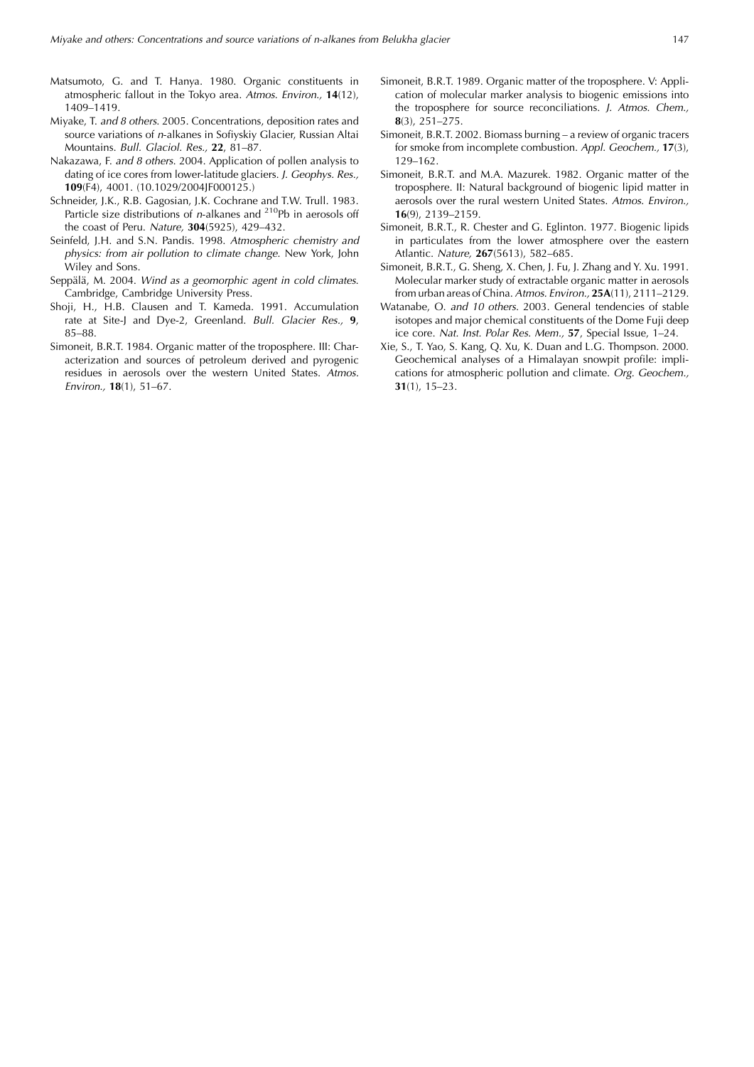Matsumoto, G. and T. Hanya. 1980. Organic constituents in atmospheric fallout in the Tokyo area. *Atmos. Environ.,* **14**(12), 1409–1419.

Miyake, T. *and 8 others*. 2005. Concentrations, deposition rates and source variations of *n*-alkanes in Sofiyskiy Glacier, Russian Altai Mountains. *Bull. Glaciol. Res.,* **22**, 81–87.

Nakazawa, F. *and 8 others*. 2004. Application of pollen analysis to dating of ice cores from lower-latitude glaciers. *J. Geophys. Res.,* **109**(F4), 4001. (10.1029/2004JF000125.)

Schneider, J.K., R.B. Gagosian, J.K. Cochrane and T.W. Trull. 1983. Particle size distributions of *n*-alkanes and $^{210}$Pb in aerosols off the coast of Peru. *Nature,* **304**(5925), 429–432.

Seinfeld, J.H. and S.N. Pandis. 1998. *Atmospheric chemistry and physics: from air pollution to climate change.* New York, John Wiley and Sons.

Seppälä, M. 2004. *Wind as a geomorphic agent in cold climates.* Cambridge, Cambridge University Press.

Shoji, H., H.B. Clausen and T. Kameda. 1991. Accumulation rate at Site-J and Dye-2, Greenland. *Bull. Glacier Res.,* **9**, 85–88.

Simoneit, B.R.T. 1984. Organic matter of the troposphere. III: Characterization and sources of petroleum derived and pyrogenic residues in aerosols over the western United States. *Atmos. Environ.,* **18**(1), 51–67.

Simoneit, B.R.T. 1989. Organic matter of the troposphere. V: Application of molecular marker analysis to biogenic emissions into the troposphere for source reconciliations. *J. Atmos. Chem.,* **8**(3), 251–275.

Simoneit, B.R.T. 2002. Biomass burning – a review of organic tracers for smoke from incomplete combustion. *Appl. Geochem.,* **17**(3), 129–162.

Simoneit, B.R.T. and M.A. Mazurek. 1982. Organic matter of the troposphere. II: Natural background of biogenic lipid matter in aerosols over the rural western United States. *Atmos. Environ.,* **16**(9), 2139–2159.

Simoneit, B.R.T., R. Chester and G. Eglinton. 1977. Biogenic lipids in particulates from the lower atmosphere over the eastern Atlantic. *Nature,* **267**(5613), 582–685.

Simoneit, B.R.T., G. Sheng, X. Chen, J. Fu, J. Zhang and Y. Xu. 1991. Molecular marker study of extractable organic matter in aerosols from urban areas of China. *Atmos. Environ.,* **25A**(11), 2111–2129.

Watanabe, O. *and 10 others*. 2003. General tendencies of stable isotopes and major chemical constituents of the Dome Fuji deep ice core. *Nat. Inst. Polar Res. Mem.,* **57**, Special Issue, 1–24.

Xie, S., T. Yao, S. Kang, Q. Xu, K. Duan and L.G. Thompson. 2000. Geochemical analyses of a Himalayan snowpit profile: implications for atmospheric pollution and climate. *Org. Geochem.,* **31**(1), 15–23.